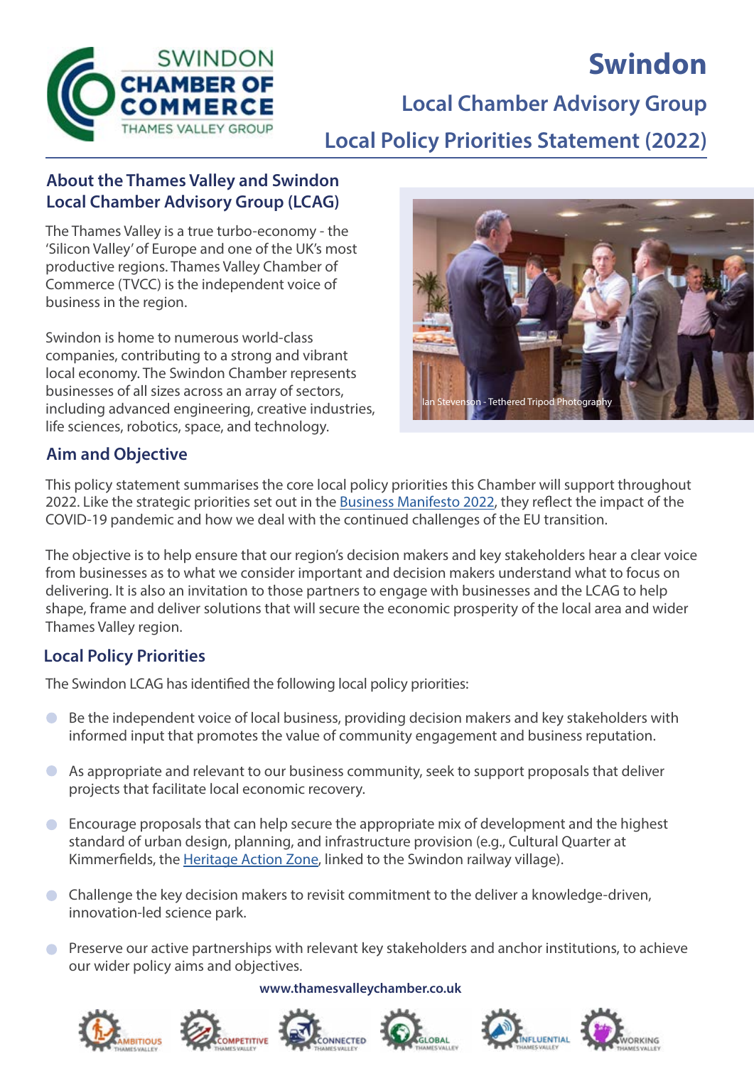# Swindon

## Local Chamber Advisory Group

## Local Policy Priorities Statement (2022)

### About the Thames Valley and Swindon Local Chamber Advisory Group (LCAG)

The Thames Valley is a true turbo-economy - the 'Silicon Valley' of Europe and one of the UK's most productive regions. Thames Valley Chamber of Commerce (TVCC) is the independent voice of business in the region.

Swindon is home to numerous world-class companies, contributing to a strong and vibrant local economy. The Swindon Chamber represents businesses of all sizes across an array of sectors, including advanced engineering, creative industries, life sciences, robotics, space, and technology.

Ian Stevenson - Tethered Tripod Photography

### Aim and Objective

This policy statement summarises the core local policy priorities this Chamber will support throughout 2022. Like the strategic priorities set out in the Business Manifesto 2022, they reflect the impact of the COVID-19 pandemic and how we deal with the continued challenges of the EU transition.

The objective is to help ensure that our region's decision makers and key stakeholders hear a clear voice from businesses as to what we consider important and decision makers understand what to focus on delivering. It is also an invitation to those partners to engage with businesses and the LCAG to help shape, frame and deliver solutions that will secure the economic prosperity of the local area and wider Thames Valley region.

### Local Policy Priorities

The Swindon LCAG has identified the following local policy priorities:

- Be the independent voice of local business, providing decision makers and key stakeholders with informed input that promotes the value of community engagement and business reputation.
- As appropriate and relevant to our business community, seek to support proposals that deliver projects that facilitate local economic recovery.
- Encourage proposals that can help secure the appropriate mix of development and the highest standard of urban design, planning, and infrastructure provision (e.g., Cultural Quarter at Kimmerfields, the Heritage Action Zone, linked to the Swindon railway village).
- Challenge the key decision makers to revisit commitment to the deliver a knowledge-driven, innovation-led science park.
- Preserve our active partnerships with relevant key stakeholders and anchor institutions, to achieve our wider policy aims and objectives.

www.thamesvalleychamber.co.uk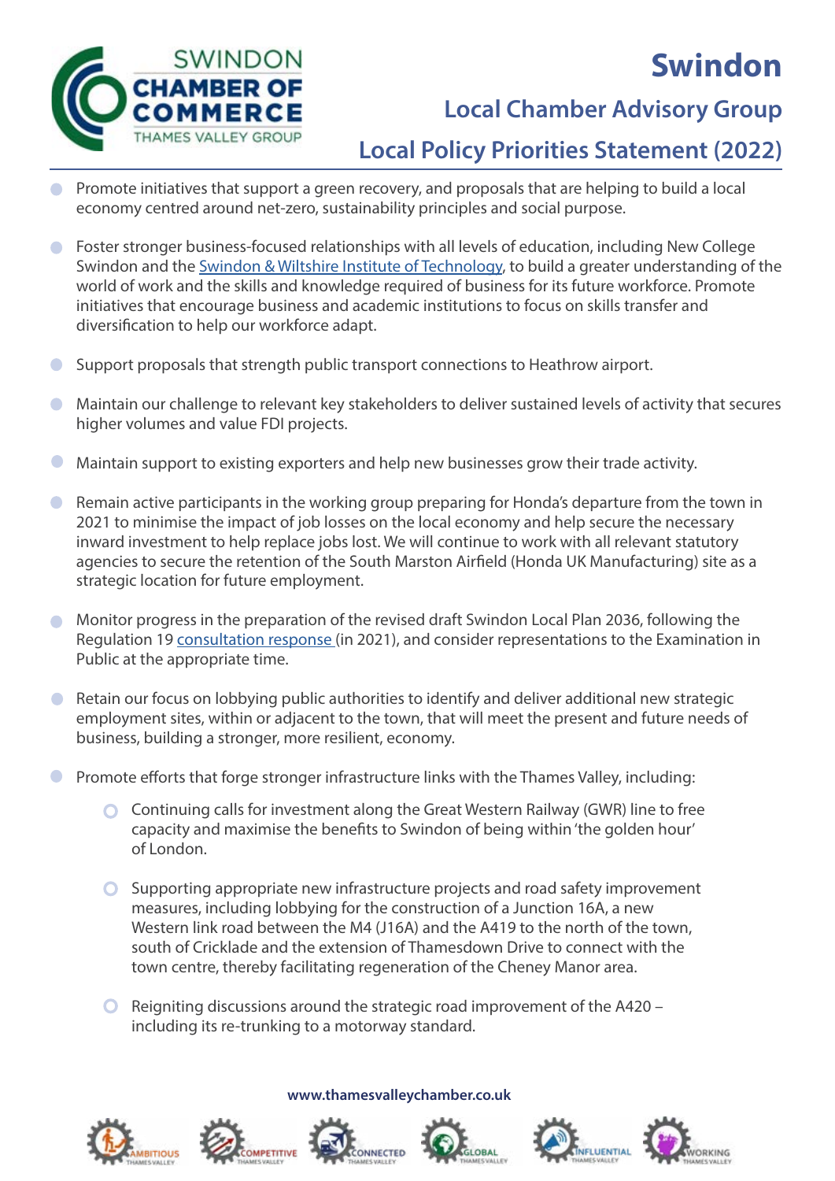# Swindon

## Local Chamber Advisory Group

## Local Policy Priorities Statement (2022)

- Promote initiatives that support a green recovery, and proposals that are helping to build a local economy centred around net-zero, sustainability principles and social purpose.

- Foster stronger business-focused relationships with all levels of education, including New College Swindon and the Swindon & Wiltshire Institute of Technology, to build a greater understanding of the world of work and the skills and knowledge required of business for its future workforce. Promote initiatives that encourage business and academic institutions to focus on skills transfer and diversification to help our workforce adapt.

- Support proposals that strength public transport connections to Heathrow airport.

- Maintain our challenge to relevant key stakeholders to deliver sustained levels of activity that secures higher volumes and value FDI projects.

- Maintain support to existing exporters and help new businesses grow their trade activity.

- Remain active participants in the working group preparing for Honda's departure from the town in 2021 to minimise the impact of job losses on the local economy and help secure the necessary inward investment to help replace jobs lost. We will continue to work with all relevant statutory agencies to secure the retention of the South Marston Airfield (Honda UK Manufacturing) site as a strategic location for future employment.

- Monitor progress in the preparation of the revised draft Swindon Local Plan 2036, following the Regulation 19 consultation response (in 2021), and consider representations to the Examination in Public at the appropriate time.

- Retain our focus on lobbying public authorities to identify and deliver additional new strategic employment sites, within or adjacent to the town, that will meet the present and future needs of business, building a stronger, more resilient, economy.

- Promote efforts that forge stronger infrastructure links with the Thames Valley, including:
  - Continuing calls for investment along the Great Western Railway (GWR) line to free capacity and maximise the benefits to Swindon of being within 'the golden hour' of London.
  - Supporting appropriate new infrastructure projects and road safety improvement measures, including lobbying for the construction of a Junction 16A, a new Western link road between the M4 (J16A) and the A419 to the north of the town, south of Cricklade and the extension of Thamesdown Drive to connect with the town centre, thereby facilitating regeneration of the Cheney Manor area.
  - Reigniting discussions around the strategic road improvement of the A420 – including its re-trunking to a motorway standard.

www.thamesvalleychamber.co.uk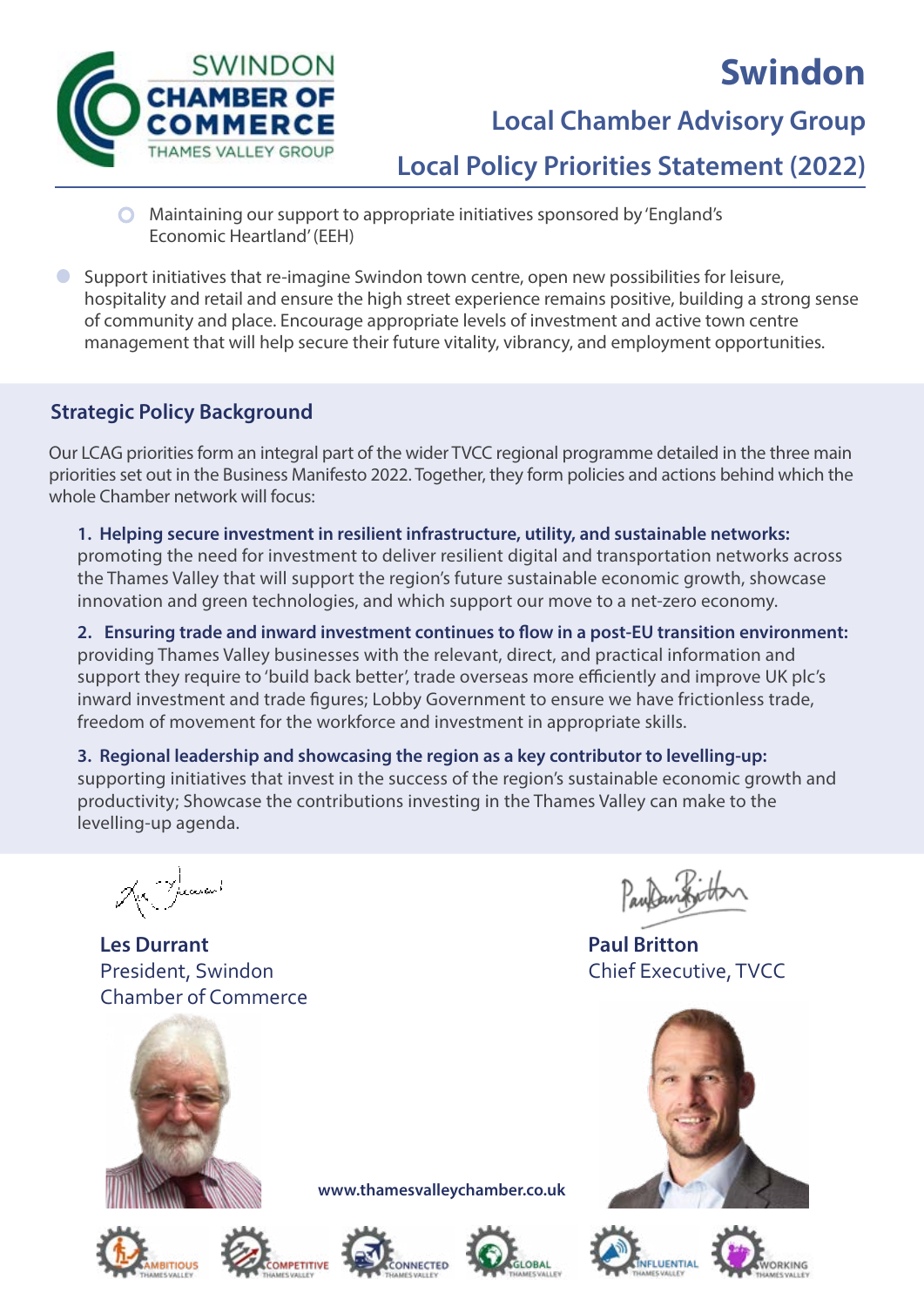- Maintaining our support to appropriate initiatives sponsored by 'England's Economic Heartland' (EEH)

- Support initiatives that re-imagine Swindon town centre, open new possibilities for leisure, hospitality and retail and ensure the high street experience remains positive, building a strong sense of community and place. Encourage appropriate levels of investment and active town centre management that will help secure their future vitality, vibrancy, and employment opportunities.

## Strategic Policy Background

Our LCAG priorities form an integral part of the wider TVCC regional programme detailed in the three main priorities set out in the Business Manifesto 2022. Together, they form policies and actions behind which the whole Chamber network will focus:

1. **Helping secure investment in resilient infrastructure, utility, and sustainable networks:** promoting the need for investment to deliver resilient digital and transportation networks across the Thames Valley that will support the region's future sustainable economic growth, showcase innovation and green technologies, and which support our move to a net-zero economy.

2. **Ensuring trade and inward investment continues to flow in a post-EU transition environment:** providing Thames Valley businesses with the relevant, direct, and practical information and support they require to 'build back better', trade overseas more efficiently and improve UK plc's inward investment and trade figures; Lobby Government to ensure we have frictionless trade, freedom of movement for the workforce and investment in appropriate skills.

3. **Regional leadership and showcasing the region as a key contributor to levelling-up:** supporting initiatives that invest in the success of the region's sustainable economic growth and productivity; Showcase the contributions investing in the Thames Valley can make to the levelling-up agenda.

**Les Durrant**
President, Swindon Chamber of Commerce

**Paul Britton**
Chief Executive, TVCC

www.thamesvalleychamber.co.uk

AMBITIOUS · COMPETITIVE · CONNECTED · GLOBAL · INFLUENTIAL · WORKING